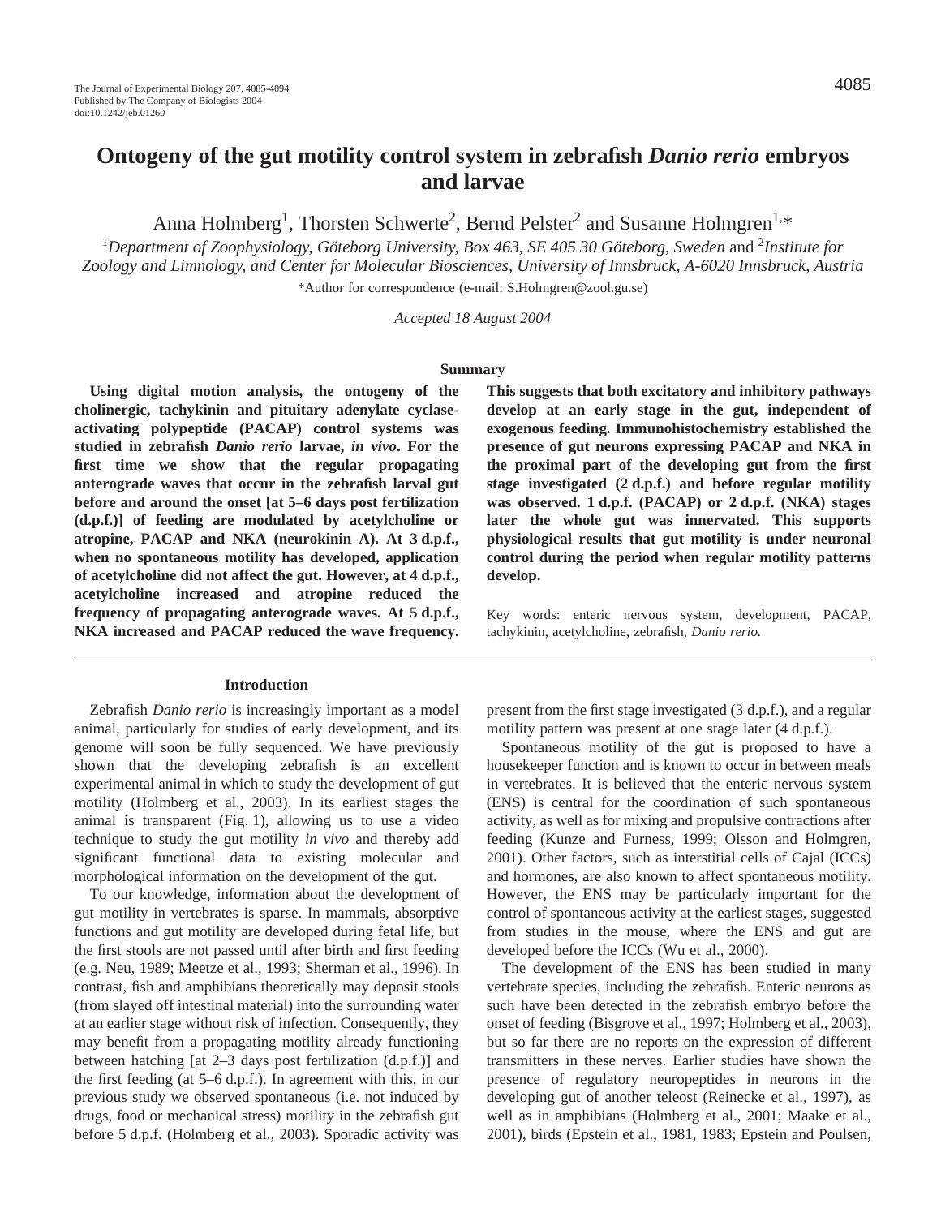# Ontogeny of the gut motility control system in zebrafish *Danio rerio* embryos and larvae

Anna Holmberg[1], Thorsten Schwerte[2], Bernd Pelster[2] and Susanne Holmgren[1,*]

[1]*Department of Zoophysiology, Göteborg University, Box 463, SE 405 30 Göteborg, Sweden* and [2]*Institute for Zoology and Limnology, and Center for Molecular Biosciences, University of Innsbruck, A-6020 Innsbruck, Austria*

*Author for correspondence (e-mail: S.Holmgren@zool.gu.se)

*Accepted 18 August 2004*

## Summary

**Using digital motion analysis, the ontogeny of the cholinergic, tachykinin and pituitary adenylate cyclase-activating polypeptide (PACAP) control systems was studied in zebrafish *Danio rerio* larvae, *in vivo*. For the first time we show that the regular propagating anterograde waves that occur in the zebrafish larval gut before and around the onset [at 5–6 days post fertilization (d.p.f.)] of feeding are modulated by acetylcholine or atropine, PACAP and NKA (neurokinin A). At 3 d.p.f., when no spontaneous motility has developed, application of acetylcholine did not affect the gut. However, at 4 d.p.f., acetylcholine increased and atropine reduced the frequency of propagating anterograde waves. At 5 d.p.f., NKA increased and PACAP reduced the wave frequency. This suggests that both excitatory and inhibitory pathways develop at an early stage in the gut, independent of exogenous feeding. Immunohistochemistry established the presence of gut neurons expressing PACAP and NKA in the proximal part of the developing gut from the first stage investigated (2 d.p.f.) and before regular motility was observed. 1 d.p.f. (PACAP) or 2 d.p.f. (NKA) stages later the whole gut was innervated. This supports physiological results that gut motility is under neuronal control during the period when regular motility patterns develop.**

Key words: enteric nervous system, development, PACAP, tachykinin, acetylcholine, zebrafish, *Danio rerio*.

## Introduction

Zebrafish *Danio rerio* is increasingly important as a model animal, particularly for studies of early development, and its genome will soon be fully sequenced. We have previously shown that the developing zebrafish is an excellent experimental animal in which to study the development of gut motility (Holmberg et al., 2003). In its earliest stages the animal is transparent (Fig. 1), allowing us to use a video technique to study the gut motility *in vivo* and thereby add significant functional data to existing molecular and morphological information on the development of the gut.

To our knowledge, information about the development of gut motility in vertebrates is sparse. In mammals, absorptive functions and gut motility are developed during fetal life, but the first stools are not passed until after birth and first feeding (e.g. Neu, 1989; Meetze et al., 1993; Sherman et al., 1996). In contrast, fish and amphibians theoretically may deposit stools (from slayed off intestinal material) into the surrounding water at an earlier stage without risk of infection. Consequently, they may benefit from a propagating motility already functioning between hatching [at 2–3 days post fertilization (d.p.f.)] and the first feeding (at 5–6 d.p.f.). In agreement with this, in our previous study we observed spontaneous (i.e. not induced by drugs, food or mechanical stress) motility in the zebrafish gut before 5 d.p.f. (Holmberg et al., 2003). Sporadic activity was present from the first stage investigated (3 d.p.f.), and a regular motility pattern was present at one stage later (4 d.p.f.).

Spontaneous motility of the gut is proposed to have a housekeeper function and is known to occur in between meals in vertebrates. It is believed that the enteric nervous system (ENS) is central for the coordination of such spontaneous activity, as well as for mixing and propulsive contractions after feeding (Kunze and Furness, 1999; Olsson and Holmgren, 2001). Other factors, such as interstitial cells of Cajal (ICCs) and hormones, are also known to affect spontaneous motility. However, the ENS may be particularly important for the control of spontaneous activity at the earliest stages, suggested from studies in the mouse, where the ENS and gut are developed before the ICCs (Wu et al., 2000).

The development of the ENS has been studied in many vertebrate species, including the zebrafish. Enteric neurons as such have been detected in the zebrafish embryo before the onset of feeding (Bisgrove et al., 1997; Holmberg et al., 2003), but so far there are no reports on the expression of different transmitters in these nerves. Earlier studies have shown the presence of regulatory neuropeptides in neurons in the developing gut of another teleost (Reinecke et al., 1997), as well as in amphibians (Holmberg et al., 2001; Maake et al., 2001), birds (Epstein et al., 1981, 1983; Epstein and Poulsen,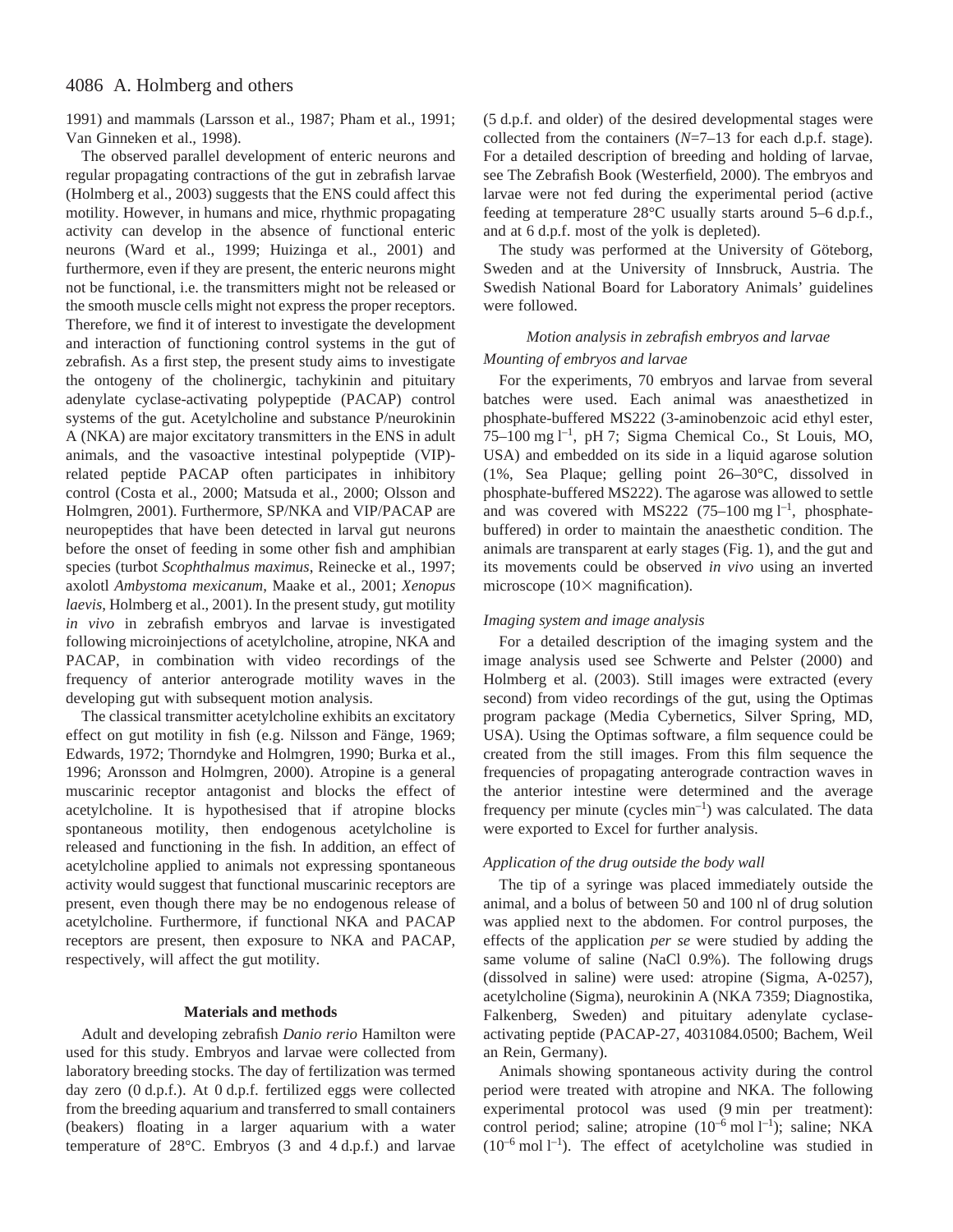1991) and mammals (Larsson et al., 1987; Pham et al., 1991; Van Ginneken et al., 1998).

The observed parallel development of enteric neurons and regular propagating contractions of the gut in zebrafish larvae (Holmberg et al., 2003) suggests that the ENS could affect this motility. However, in humans and mice, rhythmic propagating activity can develop in the absence of functional enteric neurons (Ward et al., 1999; Huizinga et al., 2001) and furthermore, even if they are present, the enteric neurons might not be functional, i.e. the transmitters might not be released or the smooth muscle cells might not express the proper receptors. Therefore, we find it of interest to investigate the development and interaction of functioning control systems in the gut of zebrafish. As a first step, the present study aims to investigate the ontogeny of the cholinergic, tachykinin and pituitary adenylate cyclase-activating polypeptide (PACAP) control systems of the gut. Acetylcholine and substance P/neurokinin A (NKA) are major excitatory transmitters in the ENS in adult animals, and the vasoactive intestinal polypeptide (VIP)-related peptide PACAP often participates in inhibitory control (Costa et al., 2000; Matsuda et al., 2000; Olsson and Holmgren, 2001). Furthermore, SP/NKA and VIP/PACAP are neuropeptides that have been detected in larval gut neurons before the onset of feeding in some other fish and amphibian species (turbot *Scophthalmus maximus*, Reinecke et al., 1997; axolotl *Ambystoma mexicanum*, Maake et al., 2001; *Xenopus laevis*, Holmberg et al., 2001). In the present study, gut motility *in vivo* in zebrafish embryos and larvae is investigated following microinjections of acetylcholine, atropine, NKA and PACAP, in combination with video recordings of the frequency of anterior anterograde motility waves in the developing gut with subsequent motion analysis.

The classical transmitter acetylcholine exhibits an excitatory effect on gut motility in fish (e.g. Nilsson and Fänge, 1969; Edwards, 1972; Thorndyke and Holmgren, 1990; Burka et al., 1996; Aronsson and Holmgren, 2000). Atropine is a general muscarinic receptor antagonist and blocks the effect of acetylcholine. It is hypothesised that if atropine blocks spontaneous motility, then endogenous acetylcholine is released and functioning in the fish. In addition, an effect of acetylcholine applied to animals not expressing spontaneous activity would suggest that functional muscarinic receptors are present, even though there may be no endogenous release of acetylcholine. Furthermore, if functional NKA and PACAP receptors are present, then exposure to NKA and PACAP, respectively, will affect the gut motility.

## Materials and methods

Adult and developing zebrafish *Danio rerio* Hamilton were used for this study. Embryos and larvae were collected from laboratory breeding stocks. The day of fertilization was termed day zero (0 d.p.f.). At 0 d.p.f. fertilized eggs were collected from the breeding aquarium and transferred to small containers (beakers) floating in a larger aquarium with a water temperature of 28°C. Embryos (3 and 4 d.p.f.) and larvae (5 d.p.f. and older) of the desired developmental stages were collected from the containers ($N$=7–13 for each d.p.f. stage). For a detailed description of breeding and holding of larvae, see The Zebrafish Book (Westerfield, 2000). The embryos and larvae were not fed during the experimental period (active feeding at temperature 28°C usually starts around 5–6 d.p.f., and at 6 d.p.f. most of the yolk is depleted).

The study was performed at the University of Göteborg, Sweden and at the University of Innsbruck, Austria. The Swedish National Board for Laboratory Animals' guidelines were followed.

### *Motion analysis in zebrafish embryos and larvae*

#### *Mounting of embryos and larvae*

For the experiments, 70 embryos and larvae from several batches were used. Each animal was anaesthetized in phosphate-buffered MS222 (3-aminobenzoic acid ethyl ester, 75–100 mg $l^{-1}$, pH 7; Sigma Chemical Co., St Louis, MO, USA) and embedded on its side in a liquid agarose solution (1%, Sea Plaque; gelling point 26–30°C, dissolved in phosphate-buffered MS222). The agarose was allowed to settle and was covered with MS222 (75–100 mg $l^{-1}$, phosphate-buffered) in order to maintain the anaesthetic condition. The animals are transparent at early stages (Fig. 1), and the gut and its movements could be observed *in vivo* using an inverted microscope (10× magnification).

#### *Imaging system and image analysis*

For a detailed description of the imaging system and the image analysis used see Schwerte and Pelster (2000) and Holmberg et al. (2003). Still images were extracted (every second) from video recordings of the gut, using the Optimas program package (Media Cybernetics, Silver Spring, MD, USA). Using the Optimas software, a film sequence could be created from the still images. From this film sequence the frequencies of propagating anterograde contraction waves in the anterior intestine were determined and the average frequency per minute (cycles $min^{-1}$) was calculated. The data were exported to Excel for further analysis.

#### *Application of the drug outside the body wall*

The tip of a syringe was placed immediately outside the animal, and a bolus of between 50 and 100 nl of drug solution was applied next to the abdomen. For control purposes, the effects of the application *per se* were studied by adding the same volume of saline (NaCl 0.9%). The following drugs (dissolved in saline) were used: atropine (Sigma, A-0257), acetylcholine (Sigma), neurokinin A (NKA 7359; Diagnostika, Falkenberg, Sweden) and pituitary adenylate cyclase-activating peptide (PACAP-27, 4031084.0500; Bachem, Weil an Rein, Germany).

Animals showing spontaneous activity during the control period were treated with atropine and NKA. The following experimental protocol was used (9 min per treatment): control period; saline; atropine ($10^{-6}$ mol $l^{-1}$); saline; NKA ($10^{-6}$ mol $l^{-1}$). The effect of acetylcholine was studied in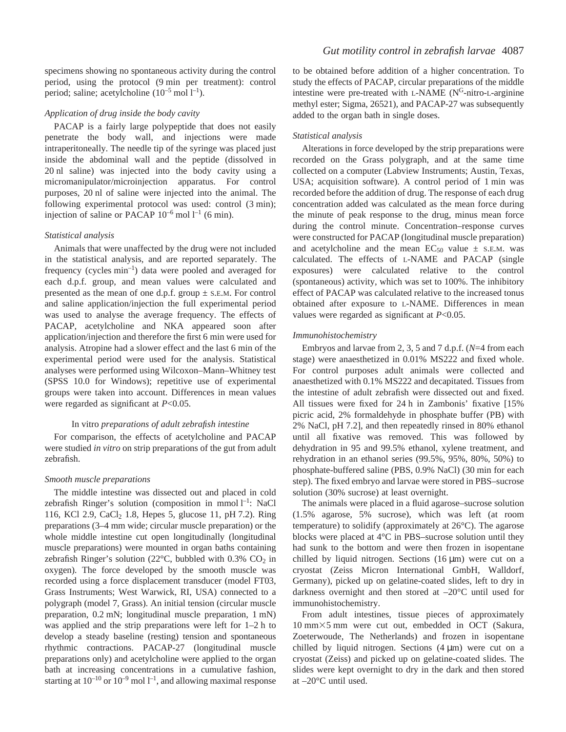specimens showing no spontaneous activity during the control period, using the protocol (9 min per treatment): control period; saline; acetylcholine ($10^{-5}$ mol $l^{-1}$).

### *Application of drug inside the body cavity*

PACAP is a fairly large polypeptide that does not easily penetrate the body wall, and injections were made intraperitoneally. The needle tip of the syringe was placed just inside the abdominal wall and the peptide (dissolved in 20 nl saline) was injected into the body cavity using a micromanipulator/microinjection apparatus. For control purposes, 20 nl of saline were injected into the animal. The following experimental protocol was used: control (3 min); injection of saline or PACAP $10^{-6}$ mol $l^{-1}$ (6 min).

### *Statistical analysis*

Animals that were unaffected by the drug were not included in the statistical analysis, and are reported separately. The frequency (cycles $min^{-1}$) data were pooled and averaged for each d.p.f. group, and mean values were calculated and presented as the mean of one d.p.f. group ± S.E.M. For control and saline application/injection the full experimental period was used to analyse the average frequency. The effects of PACAP, acetylcholine and NKA appeared soon after application/injection and therefore the first 6 min were used for analysis. Atropine had a slower effect and the last 6 min of the experimental period were used for the analysis. Statistical analyses were performed using Wilcoxon–Mann–Whitney test (SPSS 10.0 for Windows); repetitive use of experimental groups were taken into account. Differences in mean values were regarded as significant at $P<0.05$.

## In vitro *preparations of adult zebrafish intestine*

For comparison, the effects of acetylcholine and PACAP were studied *in vitro* on strip preparations of the gut from adult zebrafish.

### *Smooth muscle preparations*

The middle intestine was dissected out and placed in cold zebrafish Ringer's solution (composition in mmol $l^{-1}$: NaCl 116, KCl 2.9, $CaCl_2$ 1.8, Hepes 5, glucose 11, pH 7.2). Ring preparations (3–4 mm wide; circular muscle preparation) or the whole middle intestine cut open longitudinally (longitudinal muscle preparations) were mounted in organ baths containing zebrafish Ringer's solution (22°C, bubbled with 0.3% $CO_2$ in oxygen). The force developed by the smooth muscle was recorded using a force displacement transducer (model FT03, Grass Instruments; West Warwick, RI, USA) connected to a polygraph (model 7, Grass). An initial tension (circular muscle preparation, 0.2 mN; longitudinal muscle preparation, 1 mN) was applied and the strip preparations were left for 1–2 h to develop a steady baseline (resting) tension and spontaneous rhythmic contractions. PACAP-27 (longitudinal muscle preparations only) and acetylcholine were applied to the organ bath at increasing concentrations in a cumulative fashion, starting at $10^{-10}$ or $10^{-9}$ mol $l^{-1}$, and allowing maximal response to be obtained before addition of a higher concentration. To study the effects of PACAP, circular preparations of the middle intestine were pre-treated with L-NAME ($N^G$-nitro-L-arginine methyl ester; Sigma, 26521), and PACAP-27 was subsequently added to the organ bath in single doses.

### *Statistical analysis*

Alterations in force developed by the strip preparations were recorded on the Grass polygraph, and at the same time collected on a computer (Labview Instruments; Austin, Texas, USA; acquisition software). A control period of 1 min was recorded before the addition of drug. The response of each drug concentration added was calculated as the mean force during the minute of peak response to the drug, minus mean force during the control minute. Concentration–response curves were constructed for PACAP (longitudinal muscle preparation) and acetylcholine and the mean $EC_{50}$ value ± S.E.M. was calculated. The effects of L-NAME and PACAP (single exposures) were calculated relative to the control (spontaneous) activity, which was set to 100%. The inhibitory effect of PACAP was calculated relative to the increased tonus obtained after exposure to L-NAME. Differences in mean values were regarded as significant at $P<0.05$.

### *Immunohistochemistry*

Embryos and larvae from 2, 3, 5 and 7 d.p.f. ($N$=4 from each stage) were anaesthetized in 0.01% MS222 and fixed whole. For control purposes adult animals were collected and anaesthetized with 0.1% MS222 and decapitated. Tissues from the intestine of adult zebrafish were dissected out and fixed. All tissues were fixed for 24 h in Zambonis' fixative [15% picric acid, 2% formaldehyde in phosphate buffer (PB) with 2% NaCl, pH 7.2], and then repeatedly rinsed in 80% ethanol until all fixative was removed. This was followed by dehydration in 95 and 99.5% ethanol, xylene treatment, and rehydration in an ethanol series (99.5%, 95%, 80%, 50%) to phosphate-buffered saline (PBS, 0.9% NaCl) (30 min for each step). The fixed embryo and larvae were stored in PBS–sucrose solution (30% sucrose) at least overnight.

The animals were placed in a fluid agarose–sucrose solution (1.5% agarose, 5% sucrose), which was left (at room temperature) to solidify (approximately at 26°C). The agarose blocks were placed at 4°C in PBS–sucrose solution until they had sunk to the bottom and were then frozen in isopentane chilled by liquid nitrogen. Sections (16 μm) were cut on a cryostat (Zeiss Micron International GmbH, Walldorf, Germany), picked up on gelatine-coated slides, left to dry in darkness overnight and then stored at –20°C until used for immunohistochemistry.

From adult intestines, tissue pieces of approximately 10 mm×5 mm were cut out, embedded in OCT (Sakura, Zoeterwoude, The Netherlands) and frozen in isopentane chilled by liquid nitrogen. Sections (4 μm) were cut on a cryostat (Zeiss) and picked up on gelatine-coated slides. The slides were kept overnight to dry in the dark and then stored at –20°C until used.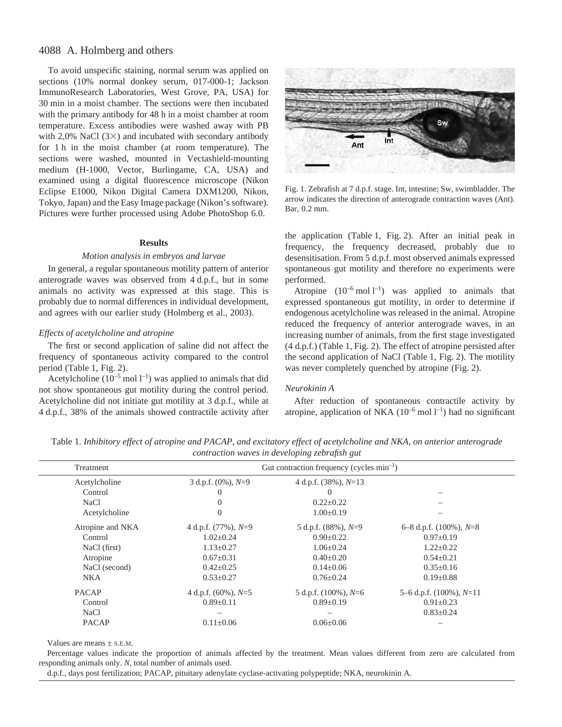To avoid unspecific staining, normal serum was applied on sections (10% normal donkey serum, 017-000-1; Jackson ImmunoResearch Laboratories, West Grove, PA, USA) for 30 min in a moist chamber. The sections were then incubated with the primary antibody for 48 h in a moist chamber at room temperature. Excess antibodies were washed away with PB with 2,0% NaCl (3×) and incubated with secondary antibody for 1 h in the moist chamber (at room temperature). The sections were washed, mounted in Vectashield-mounting medium (H-1000, Vector, Burlingame, CA, USA) and examined using a digital fluorescence microscope (Nikon Eclipse E1000, Nikon Digital Camera DXM1200, Nikon, Tokyo, Japan) and the Easy Image package (Nikon's software). Pictures were further processed using Adobe PhotoShop 6.0.

Fig. 1. Zebrafish at 7 d.p.f. stage. Int, intestine; Sw, swimbladder. The arrow indicates the direction of anterograde contraction waves (Ant). Bar, 0.2 mm.

## Results

### *Motion analysis in embryos and larvae*

In general, a regular spontaneous motility pattern of anterior anterograde waves was observed from 4 d.p.f., but in some animals no activity was expressed at this stage. This is probably due to normal differences in individual development, and agrees with our earlier study (Holmberg et al., 2003).

### *Effects of acetylcholine and atropine*

The first or second application of saline did not affect the frequency of spontaneous activity compared to the control period (Table 1, Fig. 2).

Acetylcholine ($10^{-5}$ mol $l^{-1}$) was applied to animals that did not show spontaneous gut motility during the control period. Acetylcholine did not initiate gut motility at 3 d.p.f., while at 4 d.p.f., 38% of the animals showed contractile activity after the application (Table 1, Fig. 2). After an initial peak in frequency, the frequency decreased, probably due to desensitisation. From 5 d.p.f. most observed animals expressed spontaneous gut motility and therefore no experiments were performed.

Atropine ($10^{-6}$ mol $l^{-1}$) was applied to animals that expressed spontaneous gut motility, in order to determine if endogenous acetylcholine was released in the animal. Atropine reduced the frequency of anterior anterograde waves, in an increasing number of animals, from the first stage investigated (4 d.p.f.) (Table 1, Fig. 2). The effect of atropine persisted after the second application of NaCl (Table 1, Fig. 2). The motility was never completely quenched by atropine (Fig. 2).

### *Neurokinin A*

After reduction of spontaneous contractile activity by atropine, application of NKA ($10^{-6}$ mol $l^{-1}$) had no significant

Table 1. *Inhibitory effect of atropine and PACAP, and excitatory effect of acetylcholine and NKA, on anterior anterograde contraction waves in developing zebrafish gut*

| Treatment | Gut contraction frequency (cycles $min^{-1}$) | | |
|---|---|---|---|
| Acetylcholine | 3 d.p.f. (0%), *N*=9 | 4 d.p.f. (38%), *N*=13 | |
| Control | 0 | 0 | – |
| NaCl | 0 | 0.22±0.22 | – |
| Acetylcholine | 0 | 1.00±0.19 | – |
| Atropine and NKA | 4 d.p.f. (77%), *N*=9 | 5 d.p.f. (88%), *N*=9 | 6–8 d.p.f. (100%), *N*=8 |
| Control | 1.02±0.24 | 0.90±0.22 | 0.97±0.19 |
| NaCl (first) | 1.13±0.27 | 1.06±0.24 | 1.22±0.22 |
| Atropine | 0.67±0.31 | 0.40±0.20 | 0.54±0.21 |
| NaCl (second) | 0.42±0.25 | 0.14±0.06 | 0.35±0.16 |
| NKA | 0.53±0.27 | 0.76±0.24 | 0.19±0.88 |
| PACAP | 4 d.p.f. (60%), *N*=5 | 5 d.p.f. (100%), *N*=6 | 5–6 d.p.f. (100%), *N*=11 |
| Control | 0.89±0.11 | 0.89±0.19 | 0.91±0.23 |
| NaCl | – | – | 0.83±0.24 |
| PACAP | 0.11±0.06 | 0.06±0.06 | – |

Values are means ± S.E.M.

Percentage values indicate the proportion of animals affected by the treatment. Mean values different from zero are calculated from responding animals only. *N*, total number of animals used.

d.p.f., days post fertilization; PACAP, pituitary adenylate cyclase-activating polypeptide; NKA, neurokinin A.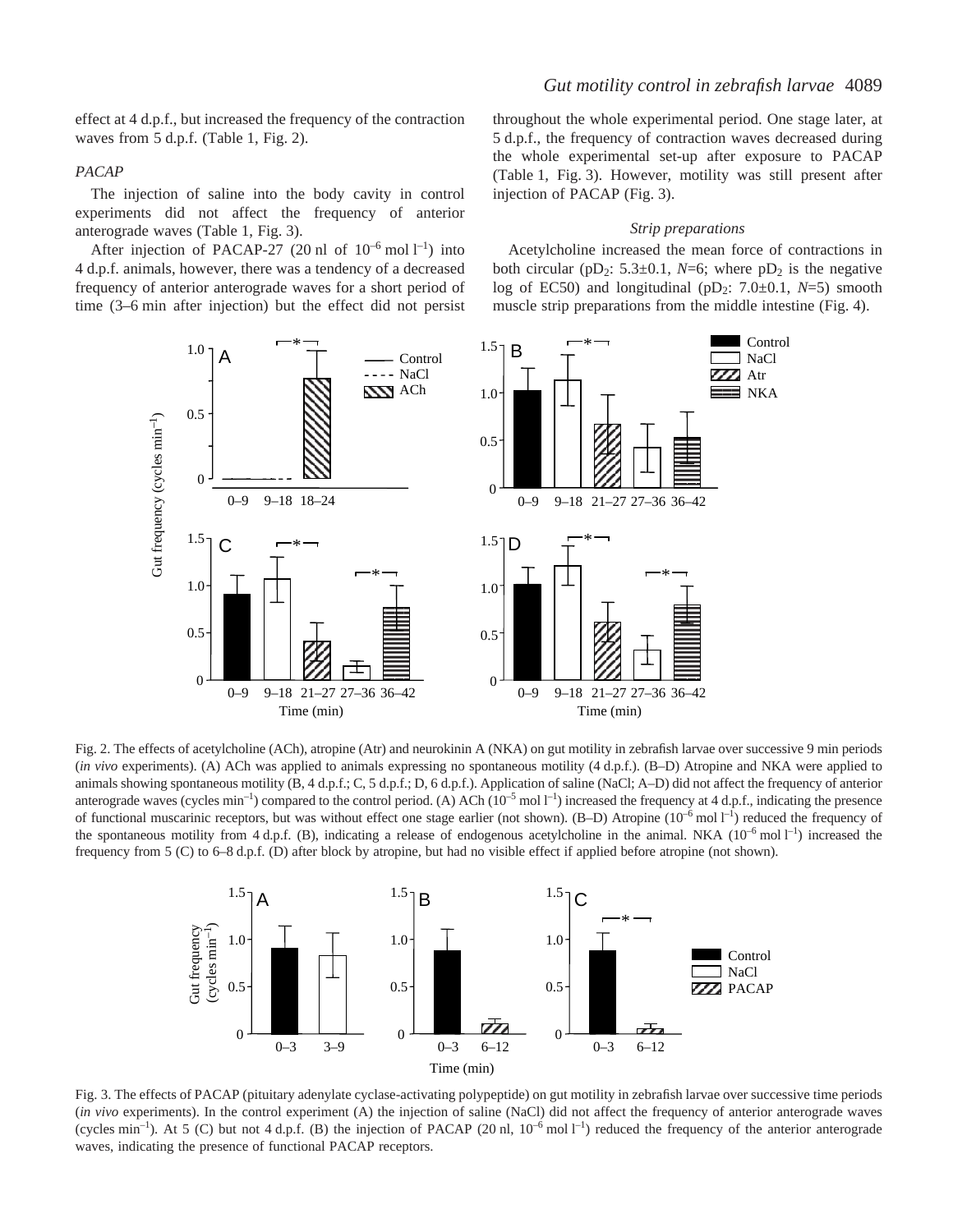effect at 4 d.p.f., but increased the frequency of the contraction waves from 5 d.p.f. (Table 1, Fig. 2).

### *PACAP*

The injection of saline into the body cavity in control experiments did not affect the frequency of anterior anterograde waves (Table 1, Fig. 3).

After injection of PACAP-27 (20 nl of $10^{-6}$ mol $l^{-1}$) into 4 d.p.f. animals, however, there was a tendency of a decreased frequency of anterior anterograde waves for a short period of time (3–6 min after injection) but the effect did not persist throughout the whole experimental period. One stage later, at 5 d.p.f., the frequency of contraction waves decreased during the whole experimental set-up after exposure to PACAP (Table 1, Fig. 3). However, motility was still present after injection of PACAP (Fig. 3).

### *Strip preparations*

Acetylcholine increased the mean force of contractions in both circular ($pD_2$: 5.3±0.1, *N*=6; where $pD_2$ is the negative log of EC50) and longitudinal ($pD_2$: 7.0±0.1, *N*=5) smooth muscle strip preparations from the middle intestine (Fig. 4).

Fig. 2. The effects of acetylcholine (ACh), atropine (Atr) and neurokinin A (NKA) on gut motility in zebrafish larvae over successive 9 min periods (*in vivo* experiments). (A) ACh was applied to animals expressing no spontaneous motility (4 d.p.f.). (B–D) Atropine and NKA were applied to animals showing spontaneous motility (B, 4 d.p.f.; C, 5 d.p.f.; D, 6 d.p.f.). Application of saline (NaCl; A–D) did not affect the frequency of anterior anterograde waves (cycles $min^{-1}$) compared to the control period. (A) ACh ($10^{-5}$ mol $l^{-1}$) increased the frequency at 4 d.p.f., indicating the presence of functional muscarinic receptors, but was without effect one stage earlier (not shown). (B–D) Atropine ($10^{-6}$ mol $l^{-1}$) reduced the frequency of the spontaneous motility from 4 d.p.f. (B), indicating a release of endogenous acetylcholine in the animal. NKA ($10^{-6}$ mol $l^{-1}$) increased the frequency from 5 (C) to 6–8 d.p.f. (D) after block by atropine, but had no visible effect if applied before atropine (not shown).

Fig. 3. The effects of PACAP (pituitary adenylate cyclase-activating polypeptide) on gut motility in zebrafish larvae over successive time periods (*in vivo* experiments). In the control experiment (A) the injection of saline (NaCl) did not affect the frequency of anterior anterograde waves (cycles $min^{-1}$). At 5 (C) but not 4 d.p.f. (B) the injection of PACAP (20 nl, $10^{-6}$ mol $l^{-1}$) reduced the frequency of the anterior anterograde waves, indicating the presence of functional PACAP receptors.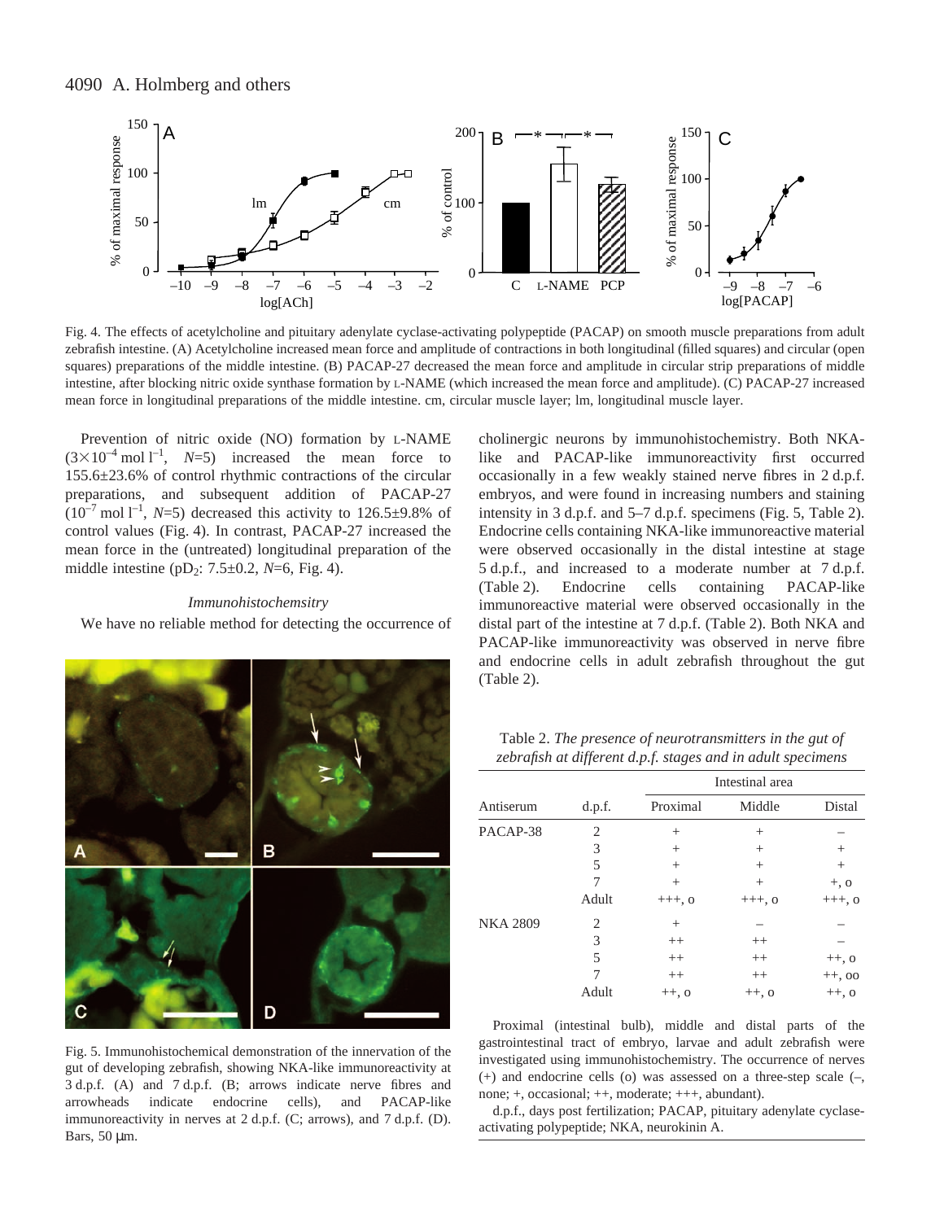Fig. 4. The effects of acetylcholine and pituitary adenylate cyclase-activating polypeptide (PACAP) on smooth muscle preparations from adult zebrafish intestine. (A) Acetylcholine increased mean force and amplitude of contractions in both longitudinal (filled squares) and circular (open squares) preparations of the middle intestine. (B) PACAP-27 decreased the mean force and amplitude in circular strip preparations of middle intestine, after blocking nitric oxide synthase formation by L-NAME (which increased the mean force and amplitude). (C) PACAP-27 increased mean force in longitudinal preparations of the middle intestine. cm, circular muscle layer; lm, longitudinal muscle layer.

Prevention of nitric oxide (NO) formation by L-NAME ($3\times10^{-4}$ mol $l^{-1}$, $N$=5) increased the mean force to 155.6±23.6% of control rhythmic contractions of the circular preparations, and subsequent addition of PACAP-27 ($10^{-7}$ mol $l^{-1}$, $N$=5) decreased this activity to 126.5±9.8% of control values (Fig. 4). In contrast, PACAP-27 increased the mean force in the (untreated) longitudinal preparation of the middle intestine ($pD_2$: 7.5±0.2, $N$=6, Fig. 4).

### *Immunohistochemsitry*

We have no reliable method for detecting the occurrence of cholinergic neurons by immunohistochemistry. Both NKA-like and PACAP-like immunoreactivity first occurred occasionally in a few weakly stained nerve fibres in 2 d.p.f. embryos, and were found in increasing numbers and staining intensity in 3 d.p.f. and 5–7 d.p.f. specimens (Fig. 5, Table 2). Endocrine cells containing NKA-like immunoreactive material were observed occasionally in the distal intestine at stage 5 d.p.f., and increased to a moderate number at 7 d.p.f. (Table 2). Endocrine cells containing PACAP-like immunoreactive material were observed occasionally in the distal part of the intestine at 7 d.p.f. (Table 2). Both NKA and PACAP-like immunoreactivity was observed in nerve fibre and endocrine cells in adult zebrafish throughout the gut (Table 2).

Fig. 5. Immunohistochemical demonstration of the innervation of the gut of developing zebrafish, showing NKA-like immunoreactivity at 3 d.p.f. (A) and 7 d.p.f. (B; arrows indicate nerve fibres and arrowheads indicate endocrine cells), and PACAP-like immunoreactivity in nerves at 2 d.p.f. (C; arrows), and 7 d.p.f. (D). Bars, 50 µm.

Table 2. *The presence of neurotransmitters in the gut of zebrafish at different d.p.f. stages and in adult specimens*

| | | Intestinal area | | |
|---|---|---|---|---|
| Antiserum | d.p.f. | Proximal | Middle | Distal |
| PACAP-38 | 2 | + | + | – |
| | 3 | + | + | + |
| | 5 | + | + | + |
| | 7 | + | + | +, o |
| | Adult | +++, o | +++, o | +++, o |
| NKA 2809 | 2 | + | – | – |
| | 3 | ++ | ++ | – |
| | 5 | ++ | ++ | ++, o |
| | 7 | ++ | ++ | ++, oo |
| | Adult | ++, o | ++, o | ++, o |

Proximal (intestinal bulb), middle and distal parts of the gastrointestinal tract of embryo, larvae and adult zebrafish were investigated using immunohistochemistry. The occurrence of nerves (+) and endocrine cells (o) was assessed on a three-step scale (–, none; +, occasional; ++, moderate; +++, abundant).

d.p.f., days post fertilization; PACAP, pituitary adenylate cyclase-activating polypeptide; NKA, neurokinin A.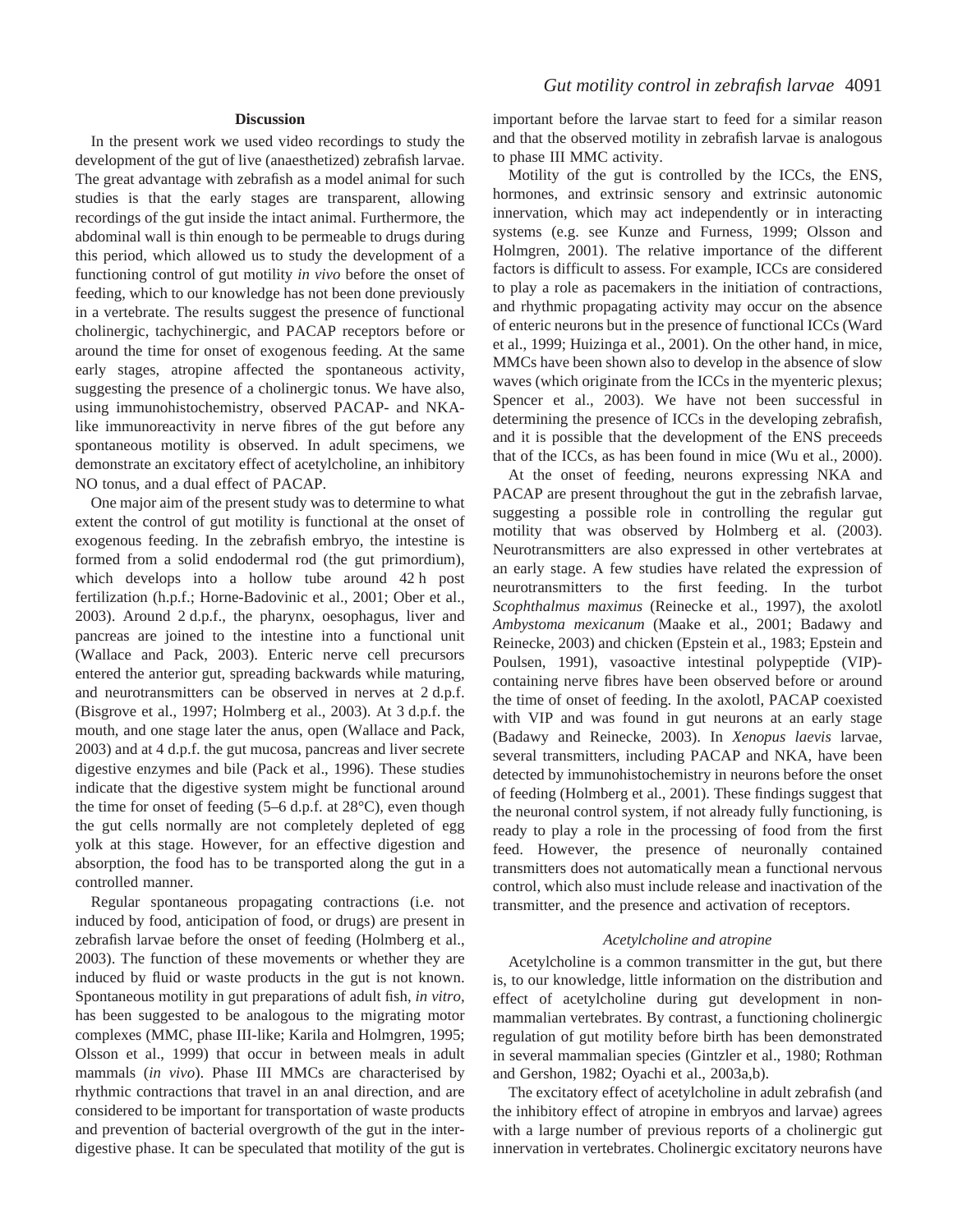## Discussion

In the present work we used video recordings to study the development of the gut of live (anaesthetized) zebrafish larvae. The great advantage with zebrafish as a model animal for such studies is that the early stages are transparent, allowing recordings of the gut inside the intact animal. Furthermore, the abdominal wall is thin enough to be permeable to drugs during this period, which allowed us to study the development of a functioning control of gut motility *in vivo* before the onset of feeding, which to our knowledge has not been done previously in a vertebrate. The results suggest the presence of functional cholinergic, tachychinergic, and PACAP receptors before or around the time for onset of exogenous feeding. At the same early stages, atropine affected the spontaneous activity, suggesting the presence of a cholinergic tonus. We have also, using immunohistochemistry, observed PACAP- and NKA-like immunoreactivity in nerve fibres of the gut before any spontaneous motility is observed. In adult specimens, we demonstrate an excitatory effect of acetylcholine, an inhibitory NO tonus, and a dual effect of PACAP.

One major aim of the present study was to determine to what extent the control of gut motility is functional at the onset of exogenous feeding. In the zebrafish embryo, the intestine is formed from a solid endodermal rod (the gut primordium), which develops into a hollow tube around 42 h post fertilization (h.p.f.; Horne-Badovinic et al., 2001; Ober et al., 2003). Around 2 d.p.f., the pharynx, oesophagus, liver and pancreas are joined to the intestine into a functional unit (Wallace and Pack, 2003). Enteric nerve cell precursors entered the anterior gut, spreading backwards while maturing, and neurotransmitters can be observed in nerves at 2 d.p.f. (Bisgrove et al., 1997; Holmberg et al., 2003). At 3 d.p.f. the mouth, and one stage later the anus, open (Wallace and Pack, 2003) and at 4 d.p.f. the gut mucosa, pancreas and liver secrete digestive enzymes and bile (Pack et al., 1996). These studies indicate that the digestive system might be functional around the time for onset of feeding (5–6 d.p.f. at 28°C), even though the gut cells normally are not completely depleted of egg yolk at this stage. However, for an effective digestion and absorption, the food has to be transported along the gut in a controlled manner.

Regular spontaneous propagating contractions (i.e. not induced by food, anticipation of food, or drugs) are present in zebrafish larvae before the onset of feeding (Holmberg et al., 2003). The function of these movements or whether they are induced by fluid or waste products in the gut is not known. Spontaneous motility in gut preparations of adult fish, *in vitro*, has been suggested to be analogous to the migrating motor complexes (MMC, phase III-like; Karila and Holmgren, 1995; Olsson et al., 1999) that occur in between meals in adult mammals (*in vivo*). Phase III MMCs are characterised by rhythmic contractions that travel in an anal direction, and are considered to be important for transportation of waste products and prevention of bacterial overgrowth of the gut in the inter-digestive phase. It can be speculated that motility of the gut is important before the larvae start to feed for a similar reason and that the observed motility in zebrafish larvae is analogous to phase III MMC activity.

Motility of the gut is controlled by the ICCs, the ENS, hormones, and extrinsic sensory and extrinsic autonomic innervation, which may act independently or in interacting systems (e.g. see Kunze and Furness, 1999; Olsson and Holmgren, 2001). The relative importance of the different factors is difficult to assess. For example, ICCs are considered to play a role as pacemakers in the initiation of contractions, and rhythmic propagating activity may occur on the absence of enteric neurons but in the presence of functional ICCs (Ward et al., 1999; Huizinga et al., 2001). On the other hand, in mice, MMCs have been shown also to develop in the absence of slow waves (which originate from the ICCs in the myenteric plexus; Spencer et al., 2003). We have not been successful in determining the presence of ICCs in the developing zebrafish, and it is possible that the development of the ENS preceeds that of the ICCs, as has been found in mice (Wu et al., 2000).

At the onset of feeding, neurons expressing NKA and PACAP are present throughout the gut in the zebrafish larvae, suggesting a possible role in controlling the regular gut motility that was observed by Holmberg et al. (2003). Neurotransmitters are also expressed in other vertebrates at an early stage. A few studies have related the expression of neurotransmitters to the first feeding. In the turbot *Scophthalmus maximus* (Reinecke et al., 1997), the axolotl *Ambystoma mexicanum* (Maake et al., 2001; Badawy and Reinecke, 2003) and chicken (Epstein et al., 1983; Epstein and Poulsen, 1991), vasoactive intestinal polypeptide (VIP)-containing nerve fibres have been observed before or around the time of onset of feeding. In the axolotl, PACAP coexisted with VIP and was found in gut neurons at an early stage (Badawy and Reinecke, 2003). In *Xenopus laevis* larvae, several transmitters, including PACAP and NKA, have been detected by immunohistochemistry in neurons before the onset of feeding (Holmberg et al., 2001). These findings suggest that the neuronal control system, if not already fully functioning, is ready to play a role in the processing of food from the first feed. However, the presence of neuronally contained transmitters does not automatically mean a functional nervous control, which also must include release and inactivation of the transmitter, and the presence and activation of receptors.

### *Acetylcholine and atropine*

Acetylcholine is a common transmitter in the gut, but there is, to our knowledge, little information on the distribution and effect of acetylcholine during gut development in non-mammalian vertebrates. By contrast, a functioning cholinergic regulation of gut motility before birth has been demonstrated in several mammalian species (Gintzler et al., 1980; Rothman and Gershon, 1982; Oyachi et al., 2003a,b).

The excitatory effect of acetylcholine in adult zebrafish (and the inhibitory effect of atropine in embryos and larvae) agrees with a large number of previous reports of a cholinergic gut innervation in vertebrates. Cholinergic excitatory neurons have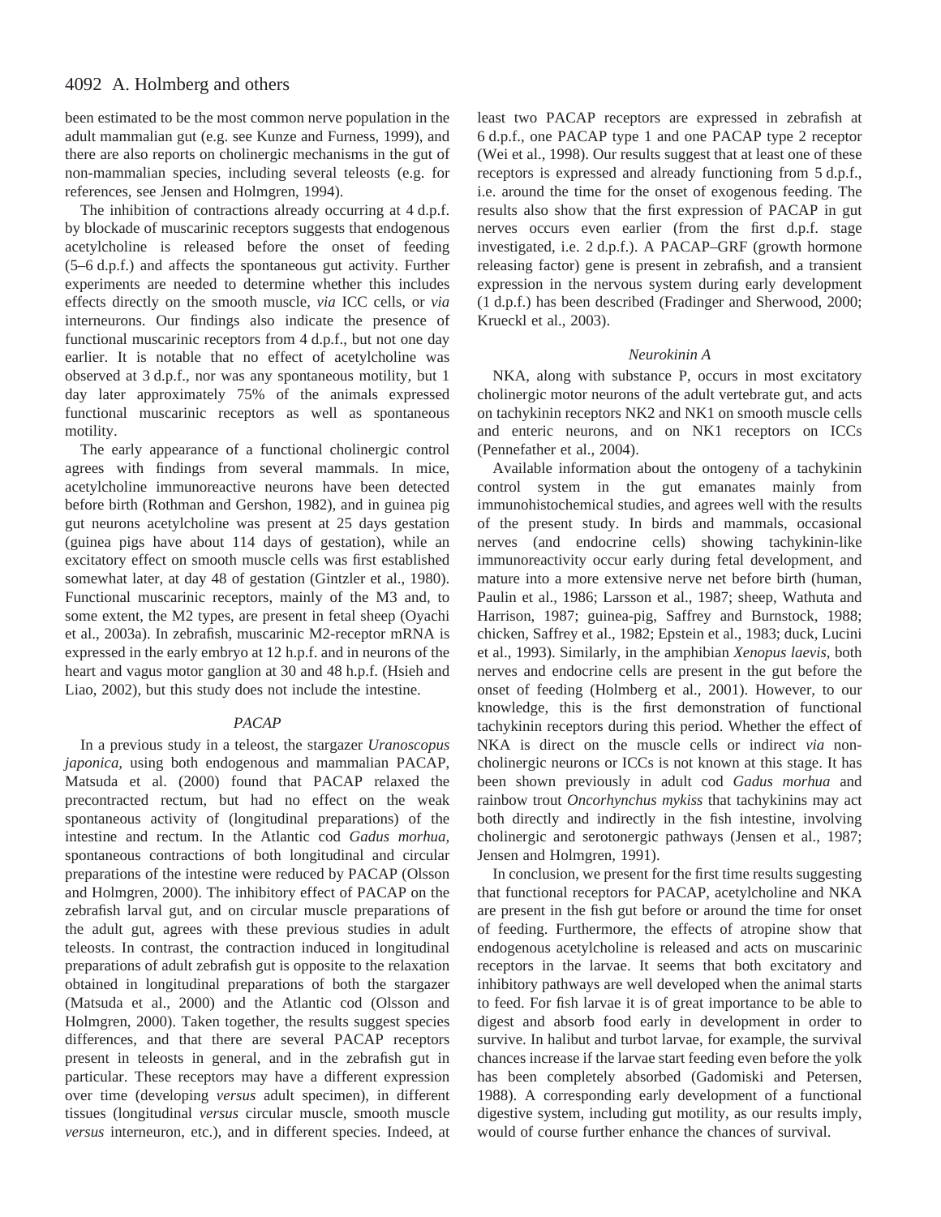been estimated to be the most common nerve population in the adult mammalian gut (e.g. see Kunze and Furness, 1999), and there are also reports on cholinergic mechanisms in the gut of non-mammalian species, including several teleosts (e.g. for references, see Jensen and Holmgren, 1994).

The inhibition of contractions already occurring at 4 d.p.f. by blockade of muscarinic receptors suggests that endogenous acetylcholine is released before the onset of feeding (5–6 d.p.f.) and affects the spontaneous gut activity. Further experiments are needed to determine whether this includes effects directly on the smooth muscle, *via* ICC cells, or *via* interneurons. Our findings also indicate the presence of functional muscarinic receptors from 4 d.p.f., but not one day earlier. It is notable that no effect of acetylcholine was observed at 3 d.p.f., nor was any spontaneous motility, but 1 day later approximately 75% of the animals expressed functional muscarinic receptors as well as spontaneous motility.

The early appearance of a functional cholinergic control agrees with findings from several mammals. In mice, acetylcholine immunoreactive neurons have been detected before birth (Rothman and Gershon, 1982), and in guinea pig gut neurons acetylcholine was present at 25 days gestation (guinea pigs have about 114 days of gestation), while an excitatory effect on smooth muscle cells was first established somewhat later, at day 48 of gestation (Gintzler et al., 1980). Functional muscarinic receptors, mainly of the M3 and, to some extent, the M2 types, are present in fetal sheep (Oyachi et al., 2003a). In zebrafish, muscarinic M2-receptor mRNA is expressed in the early embryo at 12 h.p.f. and in neurons of the heart and vagus motor ganglion at 30 and 48 h.p.f. (Hsieh and Liao, 2002), but this study does not include the intestine.

### *PACAP*

In a previous study in a teleost, the stargazer *Uranoscopus japonica*, using both endogenous and mammalian PACAP, Matsuda et al. (2000) found that PACAP relaxed the precontracted rectum, but had no effect on the weak spontaneous activity of (longitudinal preparations) of the intestine and rectum. In the Atlantic cod *Gadus morhua*, spontaneous contractions of both longitudinal and circular preparations of the intestine were reduced by PACAP (Olsson and Holmgren, 2000). The inhibitory effect of PACAP on the zebrafish larval gut, and on circular muscle preparations of the adult gut, agrees with these previous studies in adult teleosts. In contrast, the contraction induced in longitudinal preparations of adult zebrafish gut is opposite to the relaxation obtained in longitudinal preparations of both the stargazer (Matsuda et al., 2000) and the Atlantic cod (Olsson and Holmgren, 2000). Taken together, the results suggest species differences, and that there are several PACAP receptors present in teleosts in general, and in the zebrafish gut in particular. These receptors may have a different expression over time (developing *versus* adult specimen), in different tissues (longitudinal *versus* circular muscle, smooth muscle *versus* interneuron, etc.), and in different species. Indeed, at least two PACAP receptors are expressed in zebrafish at 6 d.p.f., one PACAP type 1 and one PACAP type 2 receptor (Wei et al., 1998). Our results suggest that at least one of these receptors is expressed and already functioning from 5 d.p.f., i.e. around the time for the onset of exogenous feeding. The results also show that the first expression of PACAP in gut nerves occurs even earlier (from the first d.p.f. stage investigated, i.e. 2 d.p.f.). A PACAP–GRF (growth hormone releasing factor) gene is present in zebrafish, and a transient expression in the nervous system during early development (1 d.p.f.) has been described (Fradinger and Sherwood, 2000; Krueckl et al., 2003).

### *Neurokinin A*

NKA, along with substance P, occurs in most excitatory cholinergic motor neurons of the adult vertebrate gut, and acts on tachykinin receptors NK2 and NK1 on smooth muscle cells and enteric neurons, and on NK1 receptors on ICCs (Pennefather et al., 2004).

Available information about the ontogeny of a tachykinin control system in the gut emanates mainly from immunohistochemical studies, and agrees well with the results of the present study. In birds and mammals, occasional nerves (and endocrine cells) showing tachykinin-like immunoreactivity occur early during fetal development, and mature into a more extensive nerve net before birth (human, Paulin et al., 1986; Larsson et al., 1987; sheep, Wathuta and Harrison, 1987; guinea-pig, Saffrey and Burnstock, 1988; chicken, Saffrey et al., 1982; Epstein et al., 1983; duck, Lucini et al., 1993). Similarly, in the amphibian *Xenopus laevis*, both nerves and endocrine cells are present in the gut before the onset of feeding (Holmberg et al., 2001). However, to our knowledge, this is the first demonstration of functional tachykinin receptors during this period. Whether the effect of NKA is direct on the muscle cells or indirect *via* non-cholinergic neurons or ICCs is not known at this stage. It has been shown previously in adult cod *Gadus morhua* and rainbow trout *Oncorhynchus mykiss* that tachykinins may act both directly and indirectly in the fish intestine, involving cholinergic and serotonergic pathways (Jensen et al., 1987; Jensen and Holmgren, 1991).

In conclusion, we present for the first time results suggesting that functional receptors for PACAP, acetylcholine and NKA are present in the fish gut before or around the time for onset of feeding. Furthermore, the effects of atropine show that endogenous acetylcholine is released and acts on muscarinic receptors in the larvae. It seems that both excitatory and inhibitory pathways are well developed when the animal starts to feed. For fish larvae it is of great importance to be able to digest and absorb food early in development in order to survive. In halibut and turbot larvae, for example, the survival chances increase if the larvae start feeding even before the yolk has been completely absorbed (Gadomiski and Petersen, 1988). A corresponding early development of a functional digestive system, including gut motility, as our results imply, would of course further enhance the chances of survival.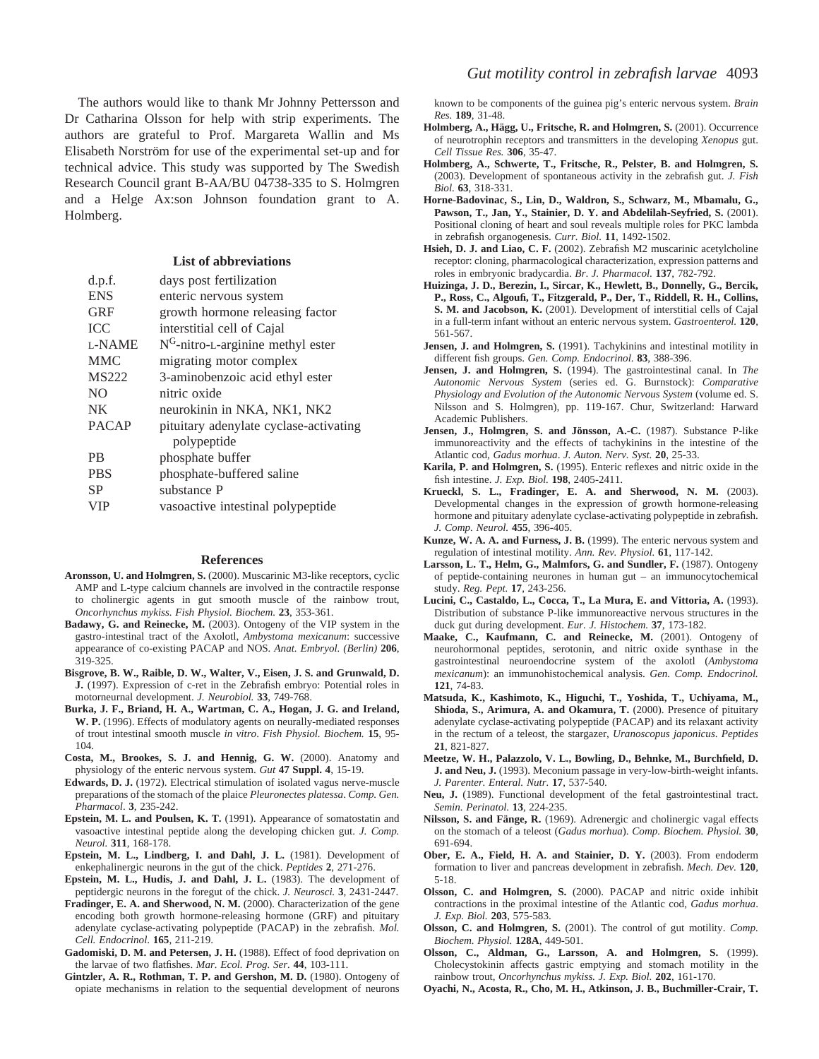The authors would like to thank Mr Johnny Pettersson and Dr Catharina Olsson for help with strip experiments. The authors are grateful to Prof. Margareta Wallin and Ms Elisabeth Norström for use of the experimental set-up and for technical advice. This study was supported by The Swedish Research Council grant B-AA/BU 04738-335 to S. Holmgren and a Helge Ax:son Johnson foundation grant to A. Holmberg.

## List of abbreviations

| | |
|---|---|
| d.p.f. | days post fertilization |
| ENS | enteric nervous system |
| GRF | growth hormone releasing factor |
| ICC | interstitial cell of Cajal |
| L-NAME | $N^G$-nitro-L-arginine methyl ester |
| MMC | migrating motor complex |
| MS222 | 3-aminobenzoic acid ethyl ester |
| NO | nitric oxide |
| NK | neurokinin in NKA, NK1, NK2 |
| PACAP | pituitary adenylate cyclase-activating polypeptide |
| PB | phosphate buffer |
| PBS | phosphate-buffered saline |
| SP | substance P |
| VIP | vasoactive intestinal polypeptide |

## References

**Aronsson, U. and Holmgren, S.** (2000). Muscarinic M3-like receptors, cyclic AMP and L-type calcium channels are involved in the contractile response to cholinergic agents in gut smooth muscle of the rainbow trout, *Oncorhynchus mykiss*. *Fish Physiol. Biochem.* **23**, 353-361.

**Badawy, G. and Reinecke, M.** (2003). Ontogeny of the VIP system in the gastro-intestinal tract of the Axolotl, *Ambystoma mexicanum*: successive appearance of co-existing PACAP and NOS. *Anat. Embryol. (Berlin)* **206**, 319-325.

**Bisgrove, B. W., Raible, D. W., Walter, V., Eisen, J. S. and Grunwald, D. J.** (1997). Expression of c-ret in the Zebrafish embryo: Potential roles in motorneurnal development. *J. Neurobiol.* **33**, 749-768.

**Burka, J. F., Briand, H. A., Wartman, C. A., Hogan, J. G. and Ireland, W. P.** (1996). Effects of modulatory agents on neurally-mediated responses of trout intestinal smooth muscle *in vitro*. *Fish Physiol. Biochem.* **15**, 95-104.

**Costa, M., Brookes, S. J. and Hennig, G. W.** (2000). Anatomy and physiology of the enteric nervous system. *Gut* **47 Suppl. 4**, 15-19.

**Edwards, D. J.** (1972). Electrical stimulation of isolated vagus nerve-muscle preparations of the stomach of the plaice *Pleuronectes platessa*. *Comp. Gen. Pharmacol*. **3**, 235-242.

**Epstein, M. L. and Poulsen, K. T.** (1991). Appearance of somatostatin and vasoactive intestinal peptide along the developing chicken gut. *J. Comp. Neurol.* **311**, 168-178.

**Epstein, M. L., Lindberg, I. and Dahl, J. L.** (1981). Development of enkephalinergic neurons in the gut of the chick. *Peptides* **2**, 271-276.

**Epstein, M. L., Hudis, J. and Dahl, J. L.** (1983). The development of peptidergic neurons in the foregut of the chick. *J. Neurosci.* **3**, 2431-2447.

**Fradinger, E. A. and Sherwood, N. M.** (2000). Characterization of the gene encoding both growth hormone-releasing hormone (GRF) and pituitary adenylate cyclase-activating polypeptide (PACAP) in the zebrafish. *Mol. Cell. Endocrinol.* **165**, 211-219.

**Gadomiski, D. M. and Petersen, J. H.** (1988). Effect of food deprivation on the larvae of two flatfishes. *Mar. Ecol. Prog. Ser.* **44**, 103-111.

**Gintzler, A. R., Rothman, T. P. and Gershon, M. D.** (1980). Ontogeny of opiate mechanisms in relation to the sequential development of neurons known to be components of the guinea pig's enteric nervous system. *Brain Res.* **189**, 31-48.

**Holmberg, A., Hägg, U., Fritsche, R. and Holmgren, S.** (2001). Occurrence of neurotrophin receptors and transmitters in the developing *Xenopus* gut. *Cell Tissue Res.* **306**, 35-47.

**Holmberg, A., Schwerte, T., Fritsche, R., Pelster, B. and Holmgren, S.** (2003). Development of spontaneous activity in the zebrafish gut. *J. Fish Biol.* **63**, 318-331.

**Horne-Badovinac, S., Lin, D., Waldron, S., Schwarz, M., Mbamalu, G., Pawson, T., Jan, Y., Stainier, D. Y. and Abdelilah-Seyfried, S.** (2001). Positional cloning of heart and soul reveals multiple roles for PKC lambda in zebrafish organogenesis. *Curr. Biol.* **11**, 1492-1502.

**Hsieh, D. J. and Liao, C. F.** (2002). Zebrafish M2 muscarinic acetylcholine receptor: cloning, pharmacological characterization, expression patterns and roles in embryonic bradycardia. *Br. J. Pharmacol.* **137**, 782-792.

**Huizinga, J. D., Berezin, I., Sircar, K., Hewlett, B., Donnelly, G., Bercik, P., Ross, C., Algoufi, T., Fitzgerald, P., Der, T., Riddell, R. H., Collins, S. M. and Jacobson, K.** (2001). Development of interstitial cells of Cajal in a full-term infant without an enteric nervous system. *Gastroenterol.* **120**, 561-567.

**Jensen, J. and Holmgren, S.** (1991). Tachykinins and intestinal motility in different fish groups. *Gen. Comp. Endocrinol.* **83**, 388-396.

**Jensen, J. and Holmgren, S.** (1994). The gastrointestinal canal. In *The Autonomic Nervous System* (series ed. G. Burnstock): *Comparative Physiology and Evolution of the Autonomic Nervous System* (volume ed. S. Nilsson and S. Holmgren), pp. 119-167. Chur, Switzerland: Harward Academic Publishers.

**Jensen, J., Holmgren, S. and Jönsson, A.-C.** (1987). Substance P-like immunoreactivity and the effects of tachykinins in the intestine of the Atlantic cod, *Gadus morhua*. *J. Auton. Nerv. Syst.* **20**, 25-33.

**Karila, P. and Holmgren, S.** (1995). Enteric reflexes and nitric oxide in the fish intestine. *J. Exp. Biol.* **198**, 2405-2411.

**Krueckl, S. L., Fradinger, E. A. and Sherwood, N. M.** (2003). Developmental changes in the expression of growth hormone-releasing hormone and pituitary adenylate cyclase-activating polypeptide in zebrafish. *J. Comp. Neurol.* **455**, 396-405.

**Kunze, W. A. A. and Furness, J. B.** (1999). The enteric nervous system and regulation of intestinal motility. *Ann. Rev. Physiol.* **61**, 117-142.

**Larsson, L. T., Helm, G., Malmfors, G. and Sundler, F.** (1987). Ontogeny of peptide-containing neurones in human gut – an immunocytochemical study. *Reg. Pept.* **17**, 243-256.

**Lucini, C., Castaldo, L., Cocca, T., La Mura, E. and Vittoria, A.** (1993). Distribution of substance P-like immunoreactive nervous structures in the duck gut during development. *Eur. J. Histochem.* **37**, 173-182.

**Maake, C., Kaufmann, C. and Reinecke, M.** (2001). Ontogeny of neurohormonal peptides, serotonin, and nitric oxide synthase in the gastrointestinal neuroendocrine system of the axolotl (*Ambystoma mexicanum*): an immunohistochemical analysis. *Gen. Comp. Endocrinol.* **121**, 74-83.

**Matsuda, K., Kashimoto, K., Higuchi, T., Yoshida, T., Uchiyama, M., Shioda, S., Arimura, A. and Okamura, T.** (2000). Presence of pituitary adenylate cyclase-activating polypeptide (PACAP) and its relaxant activity in the rectum of a teleost, the stargazer, *Uranoscopus japonicus*. *Peptides* **21**, 821-827.

**Meetze, W. H., Palazzolo, V. L., Bowling, D., Behnke, M., Burchfield, D. J. and Neu, J.** (1993). Meconium passage in very-low-birth-weight infants. *J. Parenter. Enteral. Nutr.* **17**, 537-540.

**Neu, J.** (1989). Functional development of the fetal gastrointestinal tract. *Semin. Perinatol.* **13**, 224-235.

**Nilsson, S. and Fänge, R.** (1969). Adrenergic and cholinergic vagal effects on the stomach of a teleost (*Gadus morhua*). *Comp. Biochem. Physiol.* **30**, 691-694.

**Ober, E. A., Field, H. A. and Stainier, D. Y.** (2003). From endoderm formation to liver and pancreas development in zebrafish. *Mech. Dev.* **120**, 5-18.

**Olsson, C. and Holmgren, S.** (2000). PACAP and nitric oxide inhibit contractions in the proximal intestine of the Atlantic cod, *Gadus morhua*. *J. Exp. Biol.* **203**, 575-583.

**Olsson, C. and Holmgren, S.** (2001). The control of gut motility. *Comp. Biochem. Physiol.* **128A**, 449-501.

**Olsson, C., Aldman, G., Larsson, A. and Holmgren, S.** (1999). Cholecystokinin affects gastric emptying and stomach motility in the rainbow trout, *Oncorhynchus mykiss*. *J. Exp. Biol.* **202**, 161-170.

**Oyachi, N., Acosta, R., Cho, M. H., Atkinson, J. B., Buchmiller-Crair, T.**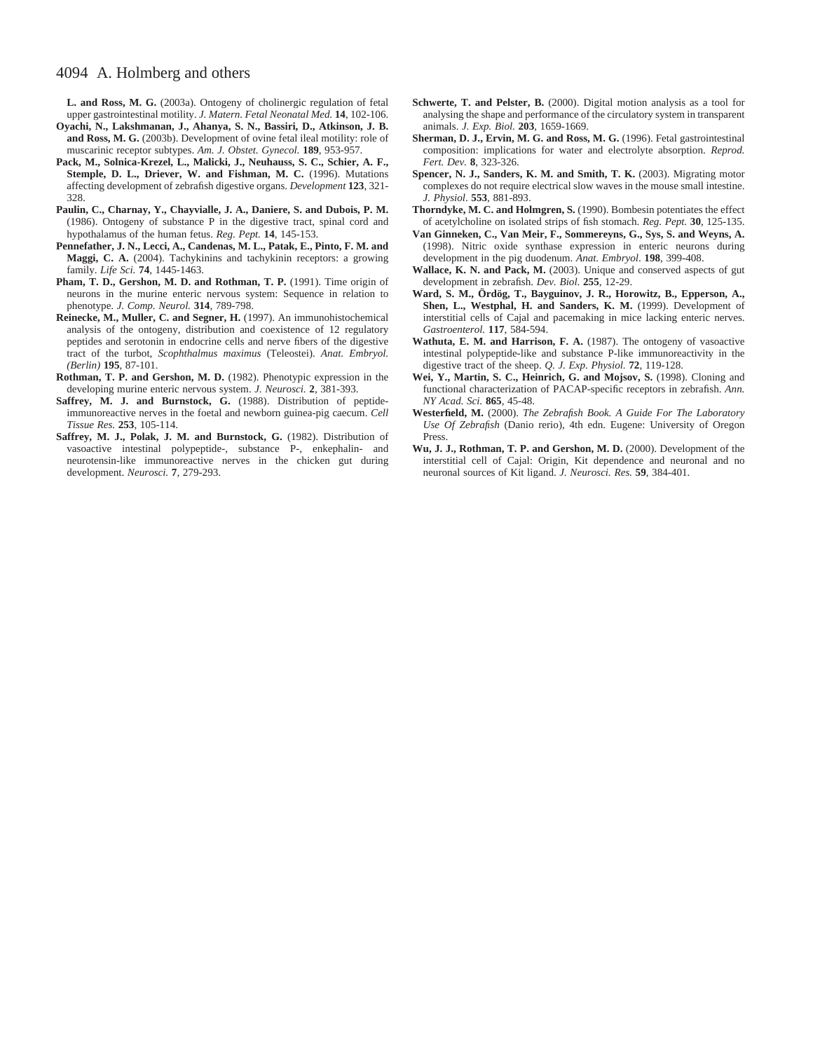**L. and Ross, M. G.** (2003a). Ontogeny of cholinergic regulation of fetal upper gastrointestinal motility. *J. Matern. Fetal Neonatal Med.* **14**, 102-106.

**Oyachi, N., Lakshmanan, J., Ahanya, S. N., Bassiri, D., Atkinson, J. B. and Ross, M. G.** (2003b). Development of ovine fetal ileal motility: role of muscarinic receptor subtypes. *Am. J. Obstet. Gynecol.* **189**, 953-957.

**Pack, M., Solnica-Krezel, L., Malicki, J., Neuhauss, S. C., Schier, A. F., Stemple, D. L., Driever, W. and Fishman, M. C.** (1996). Mutations affecting development of zebrafish digestive organs. *Development* **123**, 321-328.

**Paulin, C., Charnay, Y., Chayvialle, J. A., Daniere, S. and Dubois, P. M.** (1986). Ontogeny of substance P in the digestive tract, spinal cord and hypothalamus of the human fetus. *Reg. Pept.* **14**, 145-153.

**Pennefather, J. N., Lecci, A., Candenas, M. L., Patak, E., Pinto, F. M. and Maggi, C. A.** (2004). Tachykinins and tachykinin receptors: a growing family. *Life Sci.* **74**, 1445-1463.

**Pham, T. D., Gershon, M. D. and Rothman, T. P.** (1991). Time origin of neurons in the murine enteric nervous system: Sequence in relation to phenotype. *J. Comp. Neurol.* **314**, 789-798.

**Reinecke, M., Muller, C. and Segner, H.** (1997). An immunohistochemical analysis of the ontogeny, distribution and coexistence of 12 regulatory peptides and serotonin in endocrine cells and nerve fibers of the digestive tract of the turbot, *Scophthalmus maximus* (Teleostei). *Anat. Embryol. (Berlin)* **195**, 87-101.

**Rothman, T. P. and Gershon, M. D.** (1982). Phenotypic expression in the developing murine enteric nervous system. *J. Neurosci.* **2**, 381-393.

**Saffrey, M. J. and Burnstock, G.** (1988). Distribution of peptide-immunoreactive nerves in the foetal and newborn guinea-pig caecum. *Cell Tissue Res.* **253**, 105-114.

**Saffrey, M. J., Polak, J. M. and Burnstock, G.** (1982). Distribution of vasoactive intestinal polypeptide-, substance P-, enkephalin- and neurotensin-like immunoreactive nerves in the chicken gut during development. *Neurosci.* **7**, 279-293.

**Schwerte, T. and Pelster, B.** (2000). Digital motion analysis as a tool for analysing the shape and performance of the circulatory system in transparent animals. *J. Exp. Biol.* **203**, 1659-1669.

**Sherman, D. J., Ervin, M. G. and Ross, M. G.** (1996). Fetal gastrointestinal composition: implications for water and electrolyte absorption. *Reprod. Fert. Dev.* **8**, 323-326.

**Spencer, N. J., Sanders, K. M. and Smith, T. K.** (2003). Migrating motor complexes do not require electrical slow waves in the mouse small intestine. *J. Physiol.* **553**, 881-893.

**Thorndyke, M. C. and Holmgren, S.** (1990). Bombesin potentiates the effect of acetylcholine on isolated strips of fish stomach. *Reg. Pept.* **30**, 125-135.

**Van Ginneken, C., Van Meir, F., Sommereyns, G., Sys, S. and Weyns, A.** (1998). Nitric oxide synthase expression in enteric neurons during development in the pig duodenum. *Anat. Embryol.* **198**, 399-408.

**Wallace, K. N. and Pack, M.** (2003). Unique and conserved aspects of gut development in zebrafish. *Dev. Biol.* **255**, 12-29.

**Ward, S. M., Ördög, T., Bayguinov, J. R., Horowitz, B., Epperson, A., Shen, L., Westphal, H. and Sanders, K. M.** (1999). Development of interstitial cells of Cajal and pacemaking in mice lacking enteric nerves. *Gastroenterol.* **117**, 584-594.

**Wathuta, E. M. and Harrison, F. A.** (1987). The ontogeny of vasoactive intestinal polypeptide-like and substance P-like immunoreactivity in the digestive tract of the sheep. *Q. J. Exp. Physiol.* **72**, 119-128.

**Wei, Y., Martin, S. C., Heinrich, G. and Mojsov, S.** (1998). Cloning and functional characterization of PACAP-specific receptors in zebrafish. *Ann. NY Acad. Sci.* **865**, 45-48.

**Westerfield, M.** (2000). *The Zebrafish Book. A Guide For The Laboratory Use Of Zebrafish* (Danio rerio), 4th edn. Eugene: University of Oregon Press.

**Wu, J. J., Rothman, T. P. and Gershon, M. D.** (2000). Development of the interstitial cell of Cajal: Origin, Kit dependence and neuronal and no neuronal sources of Kit ligand. *J. Neurosci. Res.* **59**, 384-401.